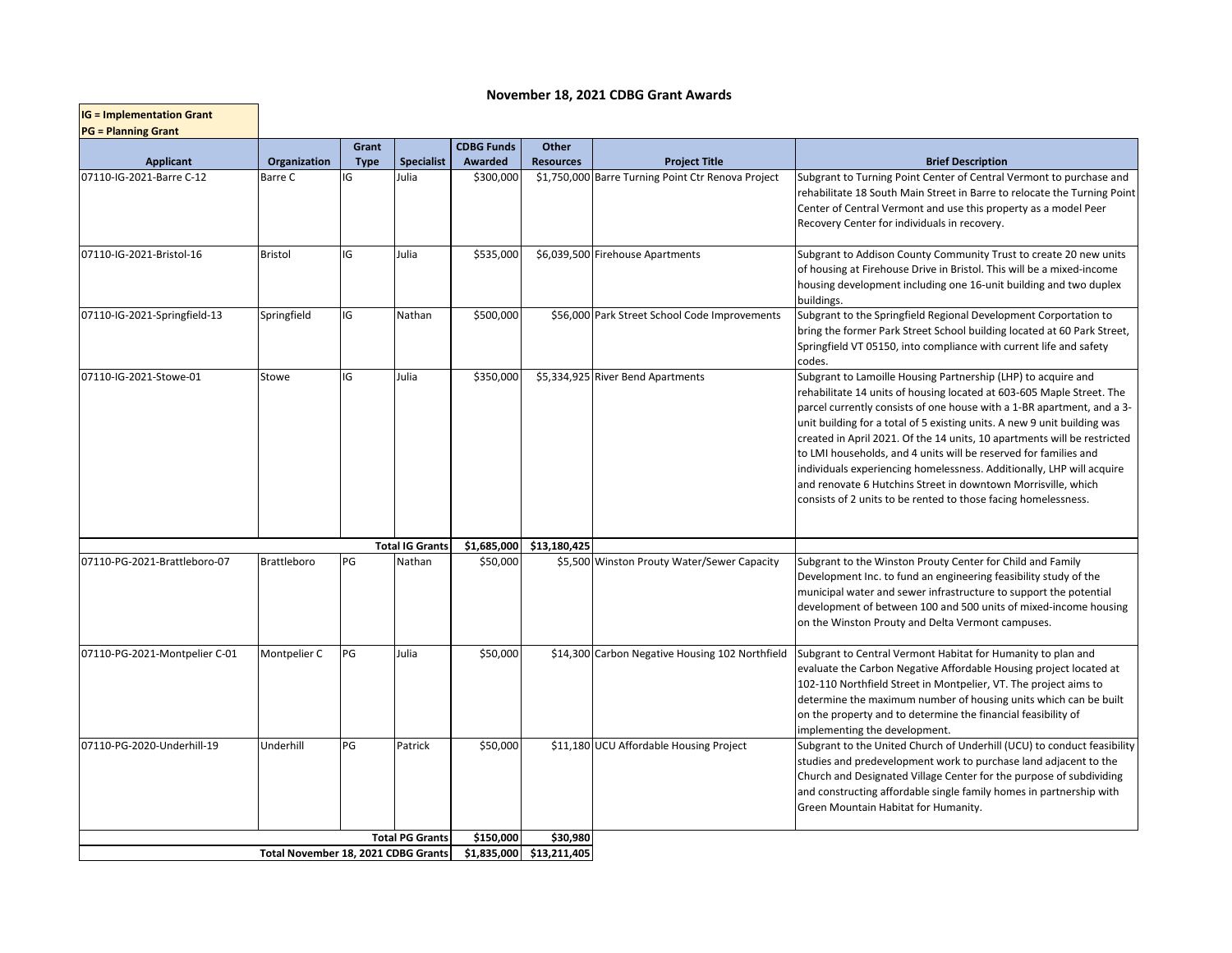# November 18, 2021 CDBG Grant Awards

**IG = Implementation Grant**
**PG = Planning Grant**

| Applicant | Organization | Grant Type | Specialist | CDBG Funds Awarded | Other Resources | Project Title | Brief Description |
|---|---|---|---|---|---|---|---|
| 07110-IG-2021-Barre C-12 | Barre C | IG | Julia | $300,000 | $1,750,000 | Barre Turning Point Ctr Renova Project | Subgrant to Turning Point Center of Central Vermont to purchase and rehabilitate 18 South Main Street in Barre to relocate the Turning Point Center of Central Vermont and use this property as a model Peer Recovery Center for individuals in recovery. |
| 07110-IG-2021-Bristol-16 | Bristol | IG | Julia | $535,000 | $6,039,500 | Firehouse Apartments | Subgrant to Addison County Community Trust to create 20 new units of housing at Firehouse Drive in Bristol. This will be a mixed-income housing development including one 16-unit building and two duplex buildings. |
| 07110-IG-2021-Springfield-13 | Springfield | IG | Nathan | $500,000 | $56,000 | Park Street School Code Improvements | Subgrant to the Springfield Regional Development Corportation to bring the former Park Street School building located at 60 Park Street, Springfield VT 05150, into compliance with current life and safety codes. |
| 07110-IG-2021-Stowe-01 | Stowe | IG | Julia | $350,000 | $5,334,925 | River Bend Apartments | Subgrant to Lamoille Housing Partnership (LHP) to acquire and rehabilitate 14 units of housing located at 603-605 Maple Street. The parcel currently consists of one house with a 1-BR apartment, and a 3-unit building for a total of 5 existing units. A new 9 unit building was created in April 2021. Of the 14 units, 10 apartments will be restricted to LMI households, and 4 units will be reserved for families and individuals experiencing homelessness. Additionally, LHP will acquire and renovate 6 Hutchins Street in downtown Morrisville, which consists of 2 units to be rented to those facing homelessness. |
| | | | **Total IG Grants** | **$1,685,000** | **$13,180,425** | | |
| 07110-PG-2021-Brattleboro-07 | Brattleboro | PG | Nathan | $50,000 | $5,500 | Winston Prouty Water/Sewer Capacity | Subgrant to the Winston Prouty Center for Child and Family Development Inc. to fund an engineering feasibility study of the municipal water and sewer infrastructure to support the potential development of between 100 and 500 units of mixed-income housing on the Winston Prouty and Delta Vermont campuses. |
| 07110-PG-2021-Montpelier C-01 | Montpelier C | PG | Julia | $50,000 | $14,300 | Carbon Negative Housing 102 Northfield | Subgrant to Central Vermont Habitat for Humanity to plan and evaluate the Carbon Negative Affordable Housing project located at 102-110 Northfield Street in Montpelier, VT. The project aims to determine the maximum number of housing units which can be built on the property and to determine the financial feasibility of implementing the development. |
| 07110-PG-2020-Underhill-19 | Underhill | PG | Patrick | $50,000 | $11,180 | UCU Affordable Housing Project | Subgrant to the United Church of Underhill (UCU) to conduct feasibility studies and predevelopment work to purchase land adjacent to the Church and Designated Village Center for the purpose of subdividing and constructing affordable single family homes in partnership with Green Mountain Habitat for Humanity. |
| | | | **Total PG Grants** | **$150,000** | **$30,980** | | |
| | | | **Total November 18, 2021 CDBG Grants** | **$1,835,000** | **$13,211,405** | | |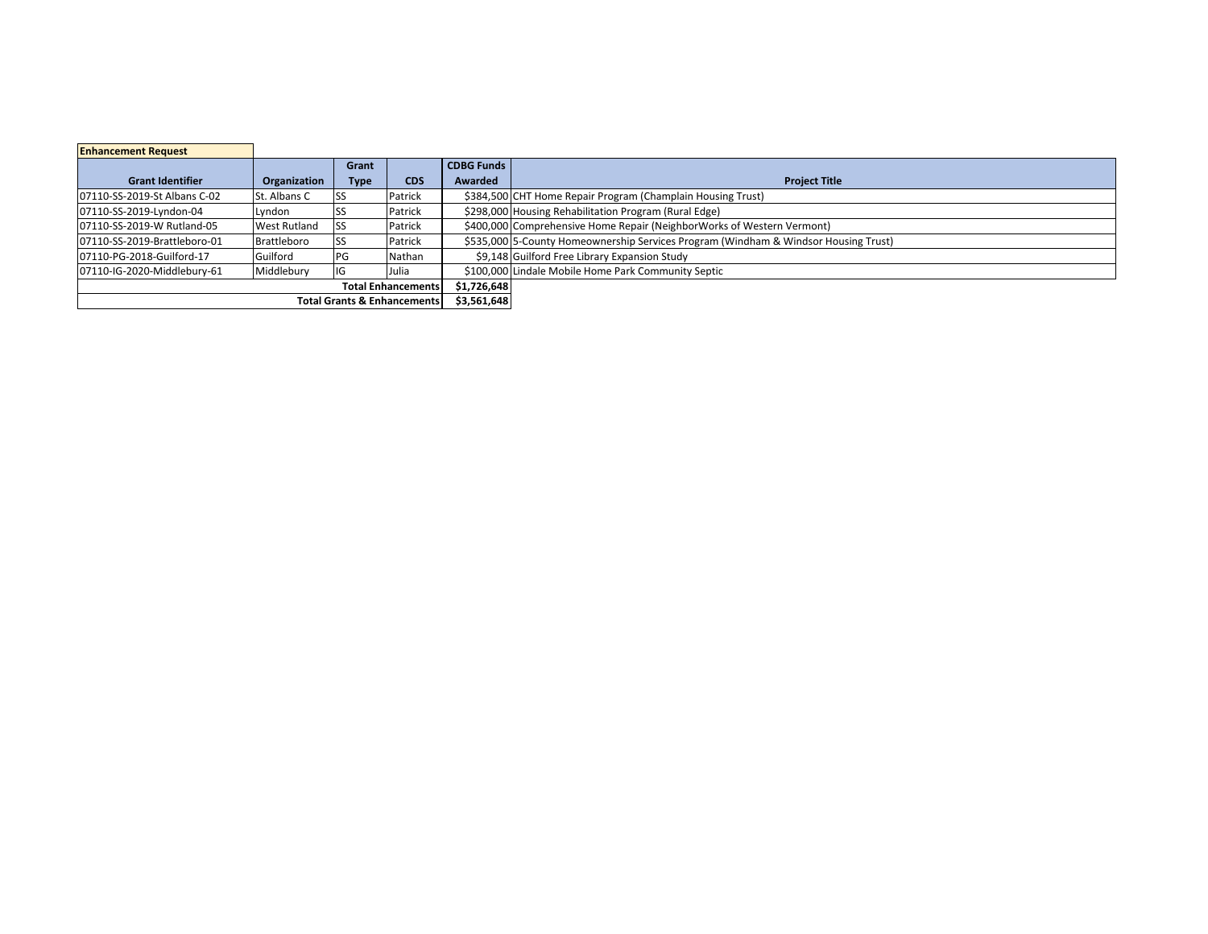**Enhancement Request**

| Grant Identifier | Organization | Grant Type | CDS | CDBG Funds Awarded | Project Title |
|---|---|---|---|---|---|
| 07110-SS-2019-St Albans C-02 | St. Albans C | SS | Patrick | $384,500 | CHT Home Repair Program (Champlain Housing Trust) |
| 07110-SS-2019-Lyndon-04 | Lyndon | SS | Patrick | $298,000 | Housing Rehabilitation Program (Rural Edge) |
| 07110-SS-2019-W Rutland-05 | West Rutland | SS | Patrick | $400,000 | Comprehensive Home Repair (NeighborWorks of Western Vermont) |
| 07110-SS-2019-Brattleboro-01 | Brattleboro | SS | Patrick | $535,000 | 5-County Homeownership Services Program (Windham & Windsor Housing Trust) |
| 07110-PG-2018-Guilford-17 | Guilford | PG | Nathan | $9,148 | Guilford Free Library Expansion Study |
| 07110-IG-2020-Middlebury-61 | Middlebury | IG | Julia | $100,000 | Lindale Mobile Home Park Community Septic |
| | | | **Total Enhancements** | **$1,726,648** | |
| | | | **Total Grants & Enhancements** | **$3,561,648** | |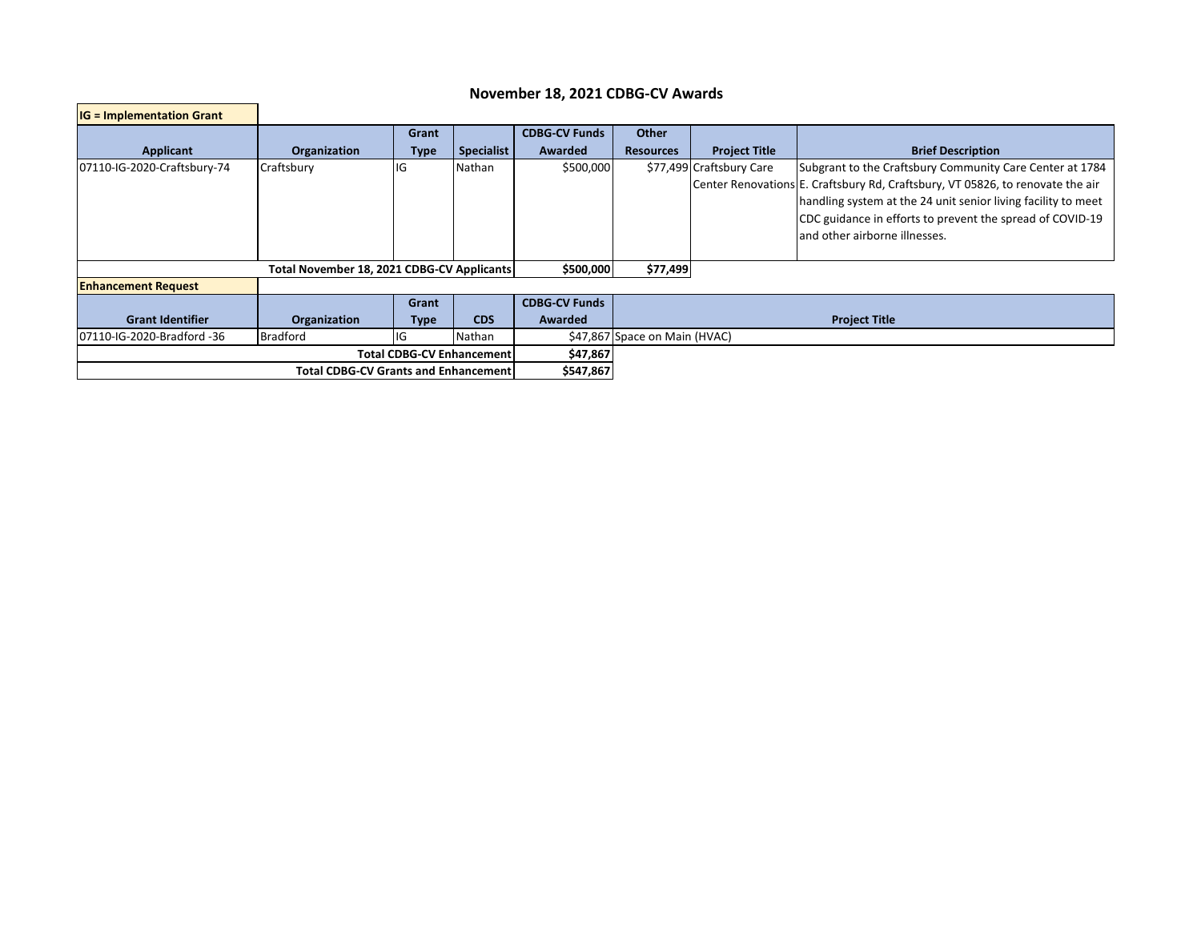# November 18, 2021 CDBG-CV Awards

**IG = Implementation Grant**

| Applicant | Organization | Grant Type | Specialist | CDBG-CV Funds Awarded | Other Resources | Project Title | Brief Description |
|---|---|---|---|---|---|---|---|
| 07110-IG-2020-Craftsbury-74 | Craftsbury | IG | Nathan | $500,000 | $77,499 | Craftsbury Care Center Renovations | Subgrant to the Craftsbury Community Care Center at 1784 E. Craftsbury Rd, Craftsbury, VT 05826, to renovate the air handling system at the 24 unit senior living facility to meet CDC guidance in efforts to prevent the spread of COVID-19 and other airborne illnesses. |
| **Total November 18, 2021 CDBG-CV Applicants** | | | | **$500,000** | **$77,499** | | |

**Enhancement Request**

| Grant Identifier | Organization | Grant Type | CDS | CDBG-CV Funds Awarded | Project Title |
|---|---|---|---|---|---|
| 07110-IG-2020-Bradford -36 | Bradford | IG | Nathan | $47,867 | Space on Main (HVAC) |
| **Total CDBG-CV Enhancement** | | | | **$47,867** | |
| **Total CDBG-CV Grants and Enhancement** | | | | **$547,867** | |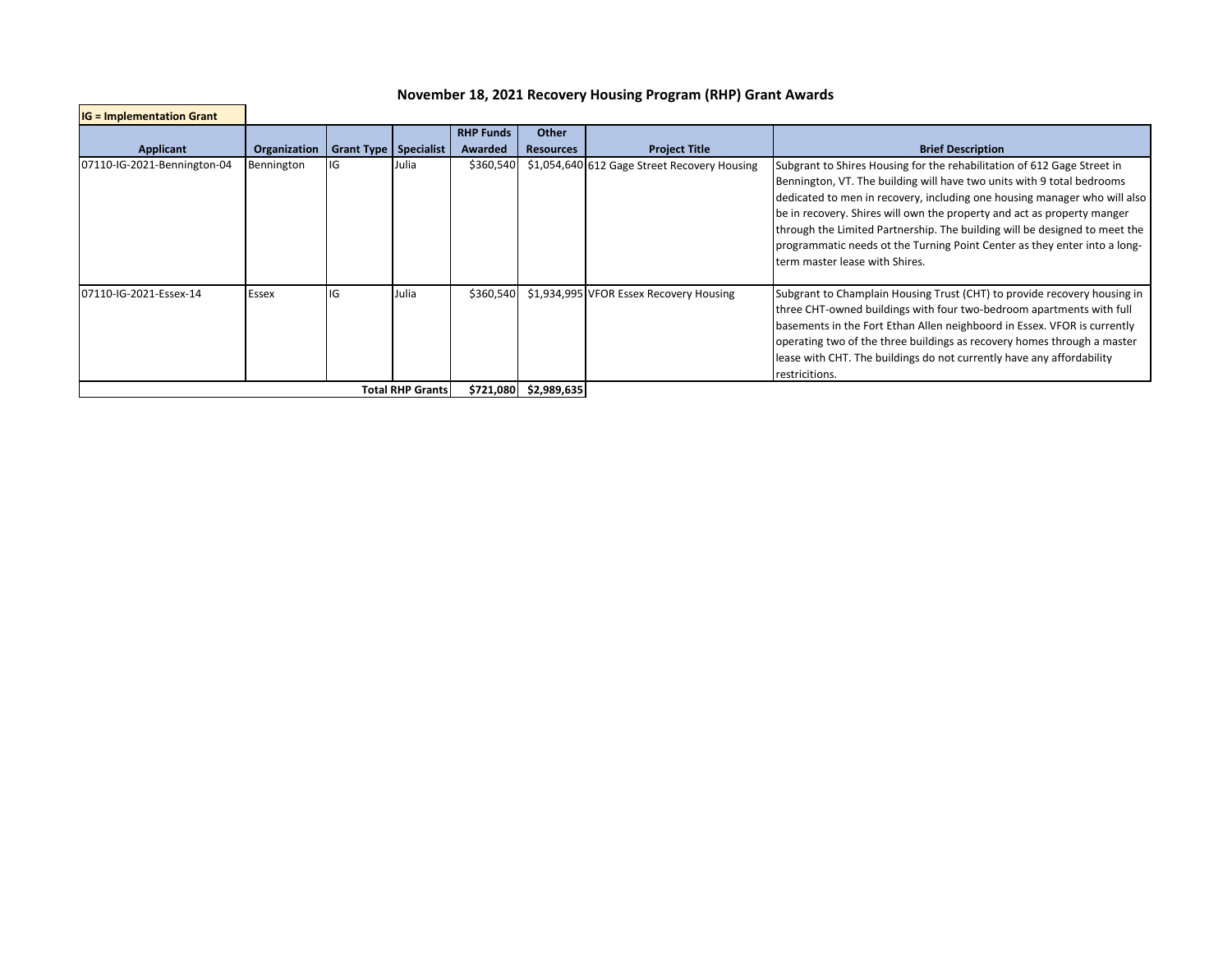# November 18, 2021 Recovery Housing Program (RHP) Grant Awards

**IG = Implementation Grant**

| Applicant | Organization | Grant Type | Specialist | RHP Funds Awarded | Other Resources | Project Title | Brief Description |
|---|---|---|---|---|---|---|---|
| 07110-IG-2021-Bennington-04 | Bennington | IG | Julia | $360,540 | $1,054,640 | 612 Gage Street Recovery Housing | Subgrant to Shires Housing for the rehabilitation of 612 Gage Street in Bennington, VT. The building will have two units with 9 total bedrooms dedicated to men in recovery, including one housing manager who will also be in recovery. Shires will own the property and act as property manger through the Limited Partnership. The building will be designed to meet the programmatic needs ot the Turning Point Center as they enter into a long-term master lease with Shires. |
| 07110-IG-2021-Essex-14 | Essex | IG | Julia | $360,540 | $1,934,995 | VFOR Essex Recovery Housing | Subgrant to Champlain Housing Trust (CHT) to provide recovery housing in three CHT-owned buildings with four two-bedroom apartments with full basements in the Fort Ethan Allen neighboord in Essex. VFOR is currently operating two of the three buildings as recovery homes through a master lease with CHT. The buildings do not currently have any affordability restricitions. |
| | | | **Total RHP Grants** | **$721,080** | **$2,989,635** | | |